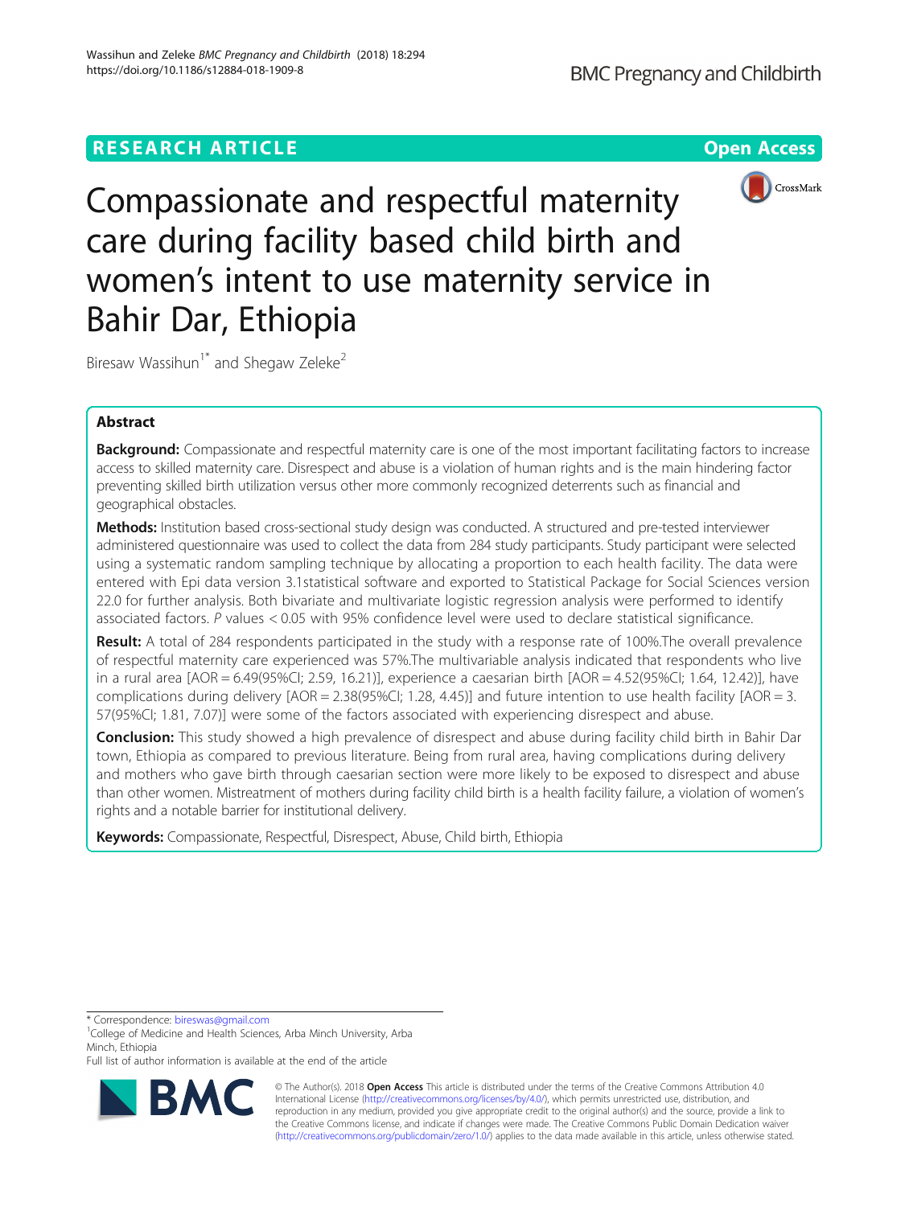RESEARCH ARTICLE

Open Access

# Compassionate and respectful maternity care during facility based child birth and women's intent to use maternity service in Bahir Dar, Ethiopia

Biresaw Wassihun[1*] and Shegaw Zeleke[2]

## Abstract

**Background:** Compassionate and respectful maternity care is one of the most important facilitating factors to increase access to skilled maternity care. Disrespect and abuse is a violation of human rights and is the main hindering factor preventing skilled birth utilization versus other more commonly recognized deterrents such as financial and geographical obstacles.

**Methods:** Institution based cross-sectional study design was conducted. A structured and pre-tested interviewer administered questionnaire was used to collect the data from 284 study participants. Study participant were selected using a systematic random sampling technique by allocating a proportion to each health facility. The data were entered with Epi data version 3.1statistical software and exported to Statistical Package for Social Sciences version 22.0 for further analysis. Both bivariate and multivariate logistic regression analysis were performed to identify associated factors. *P* values < 0.05 with 95% confidence level were used to declare statistical significance.

**Result:** A total of 284 respondents participated in the study with a response rate of 100%.The overall prevalence of respectful maternity care experienced was 57%.The multivariable analysis indicated that respondents who live in a rural area [AOR = 6.49(95%CI; 2.59, 16.21)], experience a caesarian birth [AOR = 4.52(95%CI; 1.64, 12.42)], have complications during delivery [AOR = 2.38(95%CI; 1.28, 4.45)] and future intention to use health facility [AOR = 3. 57(95%CI; 1.81, 7.07)] were some of the factors associated with experiencing disrespect and abuse.

**Conclusion:** This study showed a high prevalence of disrespect and abuse during facility child birth in Bahir Dar town, Ethiopia as compared to previous literature. Being from rural area, having complications during delivery and mothers who gave birth through caesarian section were more likely to be exposed to disrespect and abuse than other women. Mistreatment of mothers during facility child birth is a health facility failure, a violation of women's rights and a notable barrier for institutional delivery.

**Keywords:** Compassionate, Respectful, Disrespect, Abuse, Child birth, Ethiopia

\* Correspondence: bireswas@gmail.com

[1]College of Medicine and Health Sciences, Arba Minch University, Arba Minch, Ethiopia

Full list of author information is available at the end of the article

© The Author(s). 2018 **Open Access** This article is distributed under the terms of the Creative Commons Attribution 4.0 International License (http://creativecommons.org/licenses/by/4.0/), which permits unrestricted use, distribution, and reproduction in any medium, provided you give appropriate credit to the original author(s) and the source, provide a link to the Creative Commons license, and indicate if changes were made. The Creative Commons Public Domain Dedication waiver (http://creativecommons.org/publicdomain/zero/1.0/) applies to the data made available in this article, unless otherwise stated.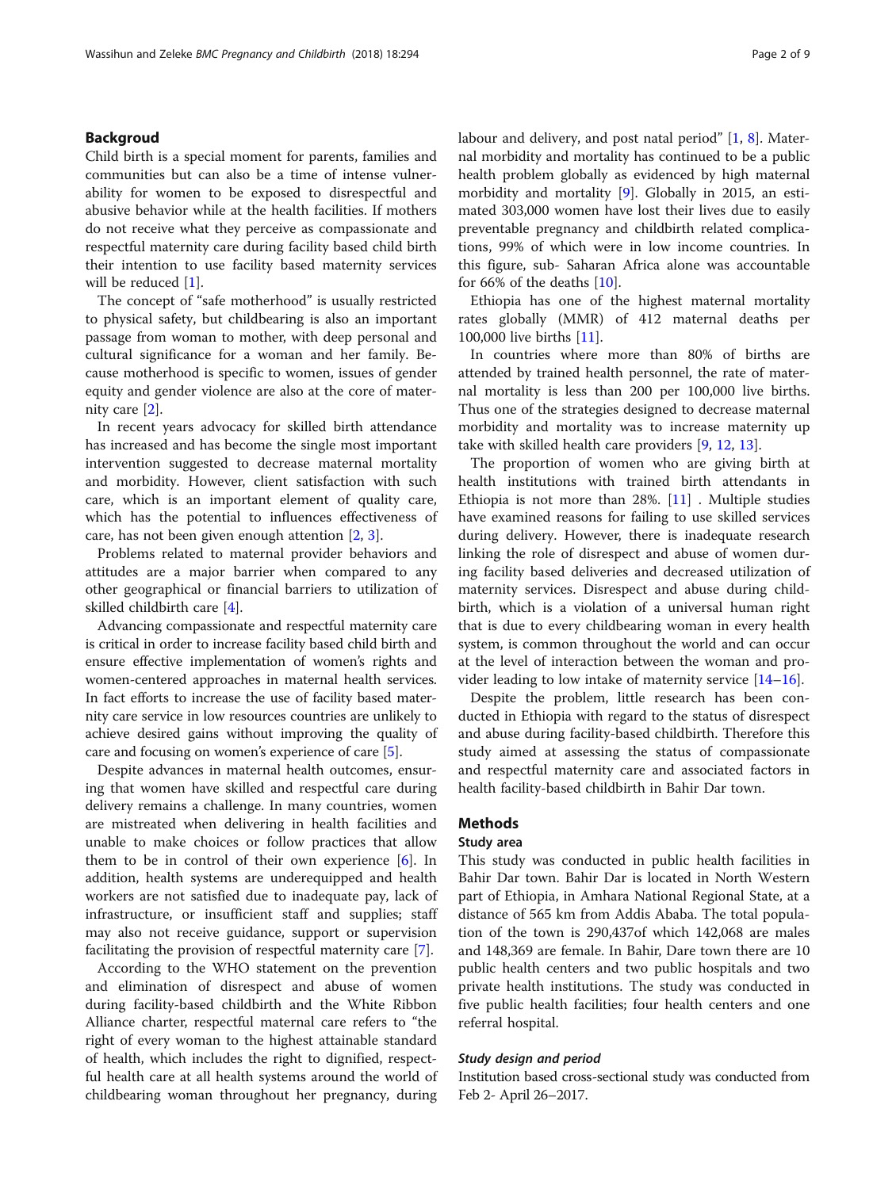## Backgroud

Child birth is a special moment for parents, families and communities but can also be a time of intense vulnerability for women to be exposed to disrespectful and abusive behavior while at the health facilities. If mothers do not receive what they perceive as compassionate and respectful maternity care during facility based child birth their intention to use facility based maternity services will be reduced [1].

The concept of "safe motherhood" is usually restricted to physical safety, but childbearing is also an important passage from woman to mother, with deep personal and cultural significance for a woman and her family. Because motherhood is specific to women, issues of gender equity and gender violence are also at the core of maternity care [2].

In recent years advocacy for skilled birth attendance has increased and has become the single most important intervention suggested to decrease maternal mortality and morbidity. However, client satisfaction with such care, which is an important element of quality care, which has the potential to influences effectiveness of care, has not been given enough attention [2, 3].

Problems related to maternal provider behaviors and attitudes are a major barrier when compared to any other geographical or financial barriers to utilization of skilled childbirth care [4].

Advancing compassionate and respectful maternity care is critical in order to increase facility based child birth and ensure effective implementation of women's rights and women-centered approaches in maternal health services. In fact efforts to increase the use of facility based maternity care service in low resources countries are unlikely to achieve desired gains without improving the quality of care and focusing on women's experience of care [5].

Despite advances in maternal health outcomes, ensuring that women have skilled and respectful care during delivery remains a challenge. In many countries, women are mistreated when delivering in health facilities and unable to make choices or follow practices that allow them to be in control of their own experience [6]. In addition, health systems are underequipped and health workers are not satisfied due to inadequate pay, lack of infrastructure, or insufficient staff and supplies; staff may also not receive guidance, support or supervision facilitating the provision of respectful maternity care [7].

According to the WHO statement on the prevention and elimination of disrespect and abuse of women during facility-based childbirth and the White Ribbon Alliance charter, respectful maternal care refers to "the right of every woman to the highest attainable standard of health, which includes the right to dignified, respectful health care at all health systems around the world of childbearing woman throughout her pregnancy, during labour and delivery, and post natal period" [1, 8]. Maternal morbidity and mortality has continued to be a public health problem globally as evidenced by high maternal morbidity and mortality [9]. Globally in 2015, an estimated 303,000 women have lost their lives due to easily preventable pregnancy and childbirth related complications, 99% of which were in low income countries. In this figure, sub- Saharan Africa alone was accountable for 66% of the deaths [10].

Ethiopia has one of the highest maternal mortality rates globally (MMR) of 412 maternal deaths per 100,000 live births [11].

In countries where more than 80% of births are attended by trained health personnel, the rate of maternal mortality is less than 200 per 100,000 live births. Thus one of the strategies designed to decrease maternal morbidity and mortality was to increase maternity up take with skilled health care providers [9, 12, 13].

The proportion of women who are giving birth at health institutions with trained birth attendants in Ethiopia is not more than 28%. [11] . Multiple studies have examined reasons for failing to use skilled services during delivery. However, there is inadequate research linking the role of disrespect and abuse of women during facility based deliveries and decreased utilization of maternity services. Disrespect and abuse during childbirth, which is a violation of a universal human right that is due to every childbearing woman in every health system, is common throughout the world and can occur at the level of interaction between the woman and provider leading to low intake of maternity service [14–16].

Despite the problem, little research has been conducted in Ethiopia with regard to the status of disrespect and abuse during facility-based childbirth. Therefore this study aimed at assessing the status of compassionate and respectful maternity care and associated factors in health facility-based childbirth in Bahir Dar town.

## Methods

### Study area

This study was conducted in public health facilities in Bahir Dar town. Bahir Dar is located in North Western part of Ethiopia, in Amhara National Regional State, at a distance of 565 km from Addis Ababa. The total population of the town is 290,437of which 142,068 are males and 148,369 are female. In Bahir, Dare town there are 10 public health centers and two public hospitals and two private health institutions. The study was conducted in five public health facilities; four health centers and one referral hospital.

#### *Study design and period*

Institution based cross-sectional study was conducted from Feb 2- April 26–2017.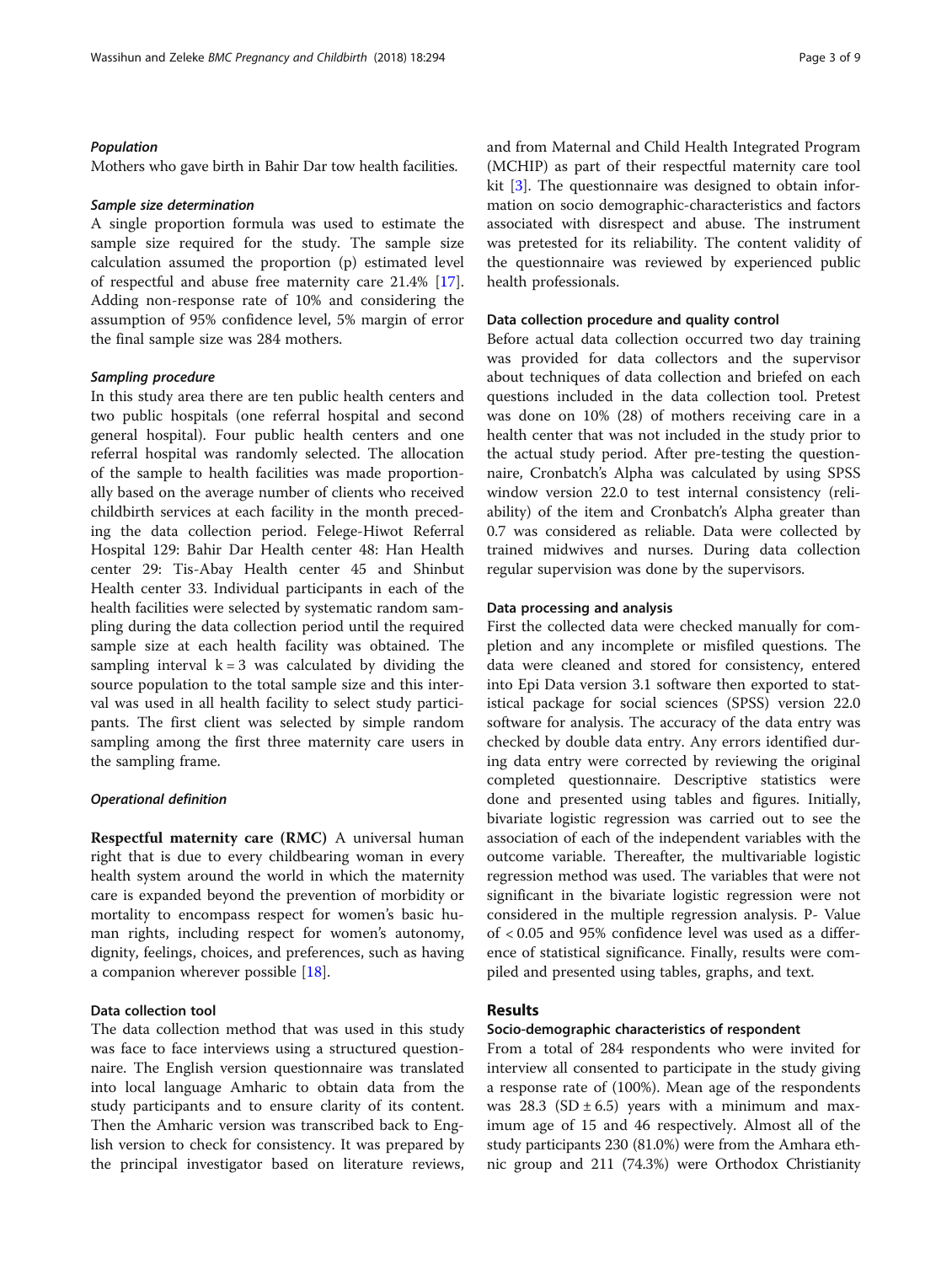#### *Population*

Mothers who gave birth in Bahir Dar tow health facilities.

#### *Sample size determination*

A single proportion formula was used to estimate the sample size required for the study. The sample size calculation assumed the proportion (p) estimated level of respectful and abuse free maternity care 21.4% [17]. Adding non-response rate of 10% and considering the assumption of 95% confidence level, 5% margin of error the final sample size was 284 mothers.

#### *Sampling procedure*

In this study area there are ten public health centers and two public hospitals (one referral hospital and second general hospital). Four public health centers and one referral hospital was randomly selected. The allocation of the sample to health facilities was made proportionally based on the average number of clients who received childbirth services at each facility in the month preceding the data collection period. Felege-Hiwot Referral Hospital 129: Bahir Dar Health center 48: Han Health center 29: Tis-Abay Health center 45 and Shinbut Health center 33. Individual participants in each of the health facilities were selected by systematic random sampling during the data collection period until the required sample size at each health facility was obtained. The sampling interval $k = 3$ was calculated by dividing the source population to the total sample size and this interval was used in all health facility to select study participants. The first client was selected by simple random sampling among the first three maternity care users in the sampling frame.

#### *Operational definition*

**Respectful maternity care (RMC)** A universal human right that is due to every childbearing woman in every health system around the world in which the maternity care is expanded beyond the prevention of morbidity or mortality to encompass respect for women's basic human rights, including respect for women's autonomy, dignity, feelings, choices, and preferences, such as having a companion wherever possible [18].

### Data collection tool

The data collection method that was used in this study was face to face interviews using a structured questionnaire. The English version questionnaire was translated into local language Amharic to obtain data from the study participants and to ensure clarity of its content. Then the Amharic version was transcribed back to English version to check for consistency. It was prepared by the principal investigator based on literature reviews, and from Maternal and Child Health Integrated Program (MCHIP) as part of their respectful maternity care tool kit [3]. The questionnaire was designed to obtain information on socio demographic-characteristics and factors associated with disrespect and abuse. The instrument was pretested for its reliability. The content validity of the questionnaire was reviewed by experienced public health professionals.

### Data collection procedure and quality control

Before actual data collection occurred two day training was provided for data collectors and the supervisor about techniques of data collection and briefed on each questions included in the data collection tool. Pretest was done on 10% (28) of mothers receiving care in a health center that was not included in the study prior to the actual study period. After pre-testing the questionnaire, Cronbatch's Alpha was calculated by using SPSS window version 22.0 to test internal consistency (reliability) of the item and Cronbatch's Alpha greater than 0.7 was considered as reliable. Data were collected by trained midwives and nurses. During data collection regular supervision was done by the supervisors.

### Data processing and analysis

First the collected data were checked manually for completion and any incomplete or misfiled questions. The data were cleaned and stored for consistency, entered into Epi Data version 3.1 software then exported to statistical package for social sciences (SPSS) version 22.0 software for analysis. The accuracy of the data entry was checked by double data entry. Any errors identified during data entry were corrected by reviewing the original completed questionnaire. Descriptive statistics were done and presented using tables and figures. Initially, bivariate logistic regression was carried out to see the association of each of the independent variables with the outcome variable. Thereafter, the multivariable logistic regression method was used. The variables that were not significant in the bivariate logistic regression were not considered in the multiple regression analysis. P- Value of $< 0.05$ and 95% confidence level was used as a difference of statistical significance. Finally, results were compiled and presented using tables, graphs, and text.

## Results

### Socio-demographic characteristics of respondent

From a total of 284 respondents who were invited for interview all consented to participate in the study giving a response rate of (100%). Mean age of the respondents was 28.3 (SD ± 6.5) years with a minimum and maximum age of 15 and 46 respectively. Almost all of the study participants 230 (81.0%) were from the Amhara ethnic group and 211 (74.3%) were Orthodox Christianity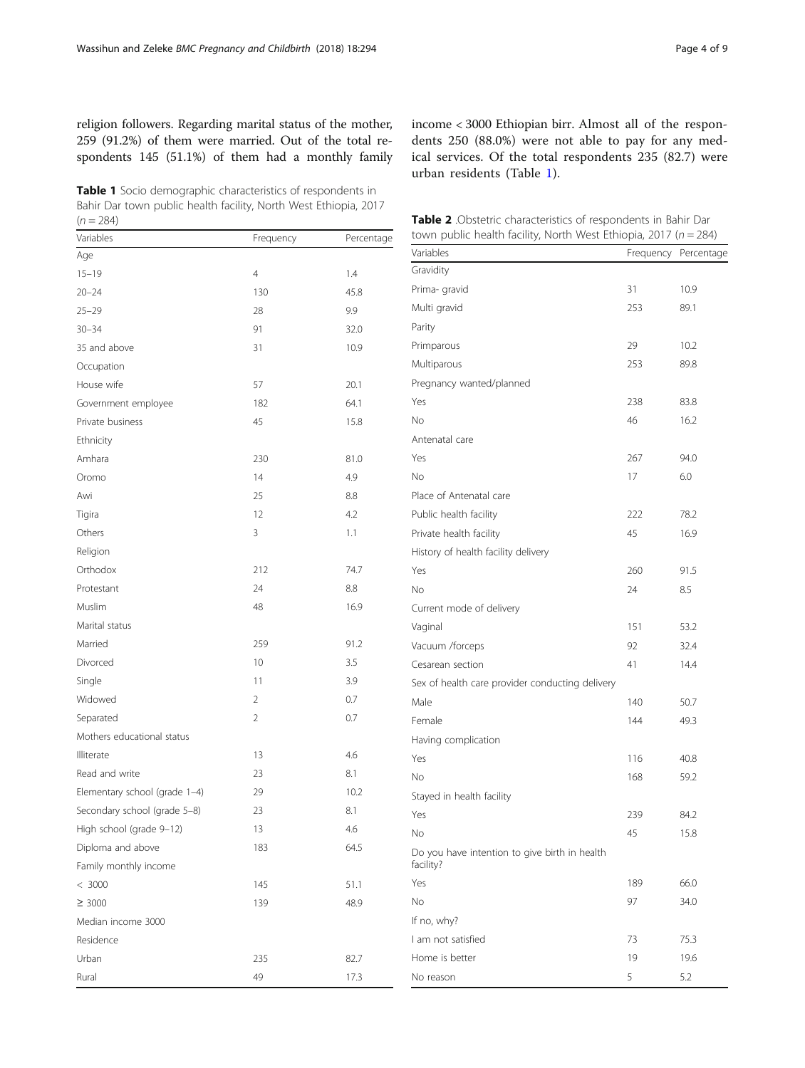religion followers. Regarding marital status of the mother, 259 (91.2%) of them were married. Out of the total respondents 145 (51.1%) of them had a monthly family income < 3000 Ethiopian birr. Almost all of the respondents 250 (88.0%) were not able to pay for any medical services. Of the total respondents 235 (82.7) were urban residents (Table 1).

**Table 1** Socio demographic characteristics of respondents in Bahir Dar town public health facility, North West Ethiopia, 2017 ($n = 284$)

| Variables | Frequency | Percentage |
|---|---|---|
| Age | | |
| 15–19 | 4 | 1.4 |
| 20–24 | 130 | 45.8 |
| 25–29 | 28 | 9.9 |
| 30–34 | 91 | 32.0 |
| 35 and above | 31 | 10.9 |
| Occupation | | |
| House wife | 57 | 20.1 |
| Government employee | 182 | 64.1 |
| Private business | 45 | 15.8 |
| Ethnicity | | |
| Amhara | 230 | 81.0 |
| Oromo | 14 | 4.9 |
| Awi | 25 | 8.8 |
| Tigira | 12 | 4.2 |
| Others | 3 | 1.1 |
| Religion | | |
| Orthodox | 212 | 74.7 |
| Protestant | 24 | 8.8 |
| Muslim | 48 | 16.9 |
| Marital status | | |
| Married | 259 | 91.2 |
| Divorced | 10 | 3.5 |
| Single | 11 | 3.9 |
| Widowed | 2 | 0.7 |
| Separated | 2 | 0.7 |
| Mothers educational status | | |
| Illiterate | 13 | 4.6 |
| Read and write | 23 | 8.1 |
| Elementary school (grade 1–4) | 29 | 10.2 |
| Secondary school (grade 5–8) | 23 | 8.1 |
| High school (grade 9–12) | 13 | 4.6 |
| Diploma and above | 183 | 64.5 |
| Family monthly income | | |
| < 3000 | 145 | 51.1 |
| ≥ 3000 | 139 | 48.9 |
| Median income 3000 | | |
| Residence | | |
| Urban | 235 | 82.7 |
| Rural | 49 | 17.3 |

**Table 2** .Obstetric characteristics of respondents in Bahir Dar town public health facility, North West Ethiopia, 2017 ($n = 284$)

| Variables | Frequency | Percentage |
|---|---|---|
| Gravidity | | |
| Prima- gravid | 31 | 10.9 |
| Multi gravid | 253 | 89.1 |
| Parity | | |
| Primparous | 29 | 10.2 |
| Multiparous | 253 | 89.8 |
| Pregnancy wanted/planned | | |
| Yes | 238 | 83.8 |
| No | 46 | 16.2 |
| Antenatal care | | |
| Yes | 267 | 94.0 |
| No | 17 | 6.0 |
| Place of Antenatal care | | |
| Public health facility | 222 | 78.2 |
| Private health facility | 45 | 16.9 |
| History of health facility delivery | | |
| Yes | 260 | 91.5 |
| No | 24 | 8.5 |
| Current mode of delivery | | |
| Vaginal | 151 | 53.2 |
| Vacuum /forceps | 92 | 32.4 |
| Cesarean section | 41 | 14.4 |
| Sex of health care provider conducting delivery | | |
| Male | 140 | 50.7 |
| Female | 144 | 49.3 |
| Having complication | | |
| Yes | 116 | 40.8 |
| No | 168 | 59.2 |
| Stayed in health facility | | |
| Yes | 239 | 84.2 |
| No | 45 | 15.8 |
| Do you have intention to give birth in health facility? | | |
| Yes | 189 | 66.0 |
| No | 97 | 34.0 |
| If no, why? | | |
| I am not satisfied | 73 | 75.3 |
| Home is better | 19 | 19.6 |
| No reason | 5 | 5.2 |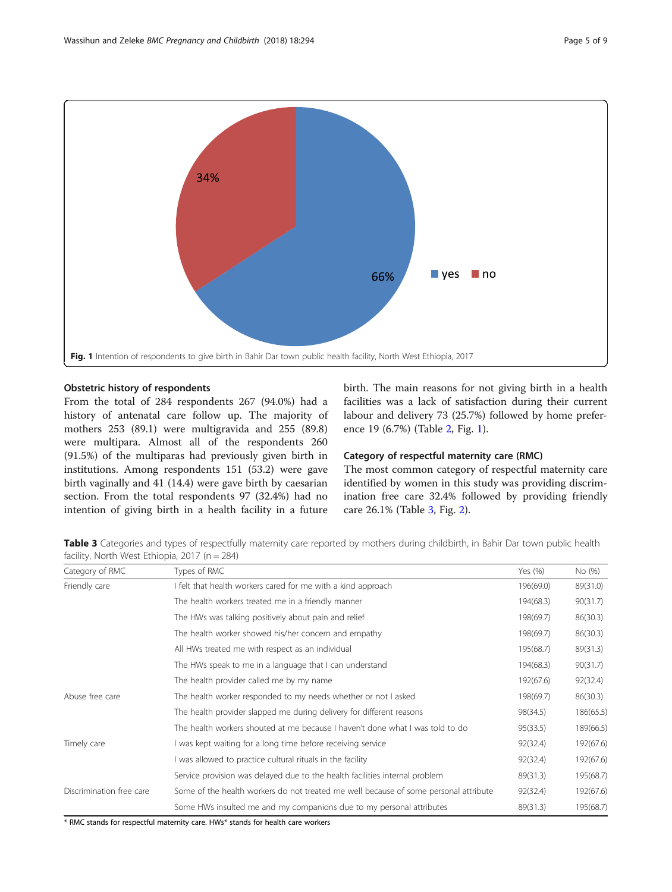Fig. 1 Intention of respondents to give birth in Bahir Dar town public health facility, North West Ethiopia, 2017

### Obstetric history of respondents

From the total of 284 respondents 267 (94.0%) had a history of antenatal care follow up. The majority of mothers 253 (89.1) were multigravida and 255 (89.8) were multipara. Almost all of the respondents 260 (91.5%) of the multiparas had previously given birth in institutions. Among respondents 151 (53.2) were gave birth vaginally and 41 (14.4) were gave birth by caesarian section. From the total respondents 97 (32.4%) had no intention of giving birth in a health facility in a future birth. The main reasons for not giving birth in a health facilities was a lack of satisfaction during their current labour and delivery 73 (25.7%) followed by home preference 19 (6.7%) (Table 2, Fig. 1).

### Category of respectful maternity care (RMC)

The most common category of respectful maternity care identified by women in this study was providing discrimination free care 32.4% followed by providing friendly care 26.1% (Table 3, Fig. 2).

**Table 3** Categories and types of respectfully maternity care reported by mothers during childbirth, in Bahir Dar town public health facility, North West Ethiopia, 2017 (n = 284)

| Category of RMC | Types of RMC | Yes (%) | No (%) |
|---|---|---|---|
| Friendly care | I felt that health workers cared for me with a kind approach | 196(69.0) | 89(31.0) |
| | The health workers treated me in a friendly manner | 194(68.3) | 90(31.7) |
| | The HWs was talking positively about pain and relief | 198(69.7) | 86(30.3) |
| | The health worker showed his/her concern and empathy | 198(69.7) | 86(30.3) |
| | All HWs treated me with respect as an individual | 195(68.7) | 89(31.3) |
| | The HWs speak to me in a language that I can understand | 194(68.3) | 90(31.7) |
| | The health provider called me by my name | 192(67.6) | 92(32.4) |
| Abuse free care | The health worker responded to my needs whether or not I asked | 198(69.7) | 86(30.3) |
| | The health provider slapped me during delivery for different reasons | 98(34.5) | 186(65.5) |
| | The health workers shouted at me because I haven't done what I was told to do | 95(33.5) | 189(66.5) |
| Timely care | I was kept waiting for a long time before receiving service | 92(32.4) | 192(67.6) |
| | I was allowed to practice cultural rituals in the facility | 92(32.4) | 192(67.6) |
| | Service provision was delayed due to the health facilities internal problem | 89(31.3) | 195(68.7) |
| Discrimination free care | Some of the health workers do not treated me well because of some personal attribute | 92(32.4) | 192(67.6) |
| | Some HWs insulted me and my companions due to my personal attributes | 89(31.3) | 195(68.7) |

* RMC stands for respectful maternity care. HWs* stands for health care workers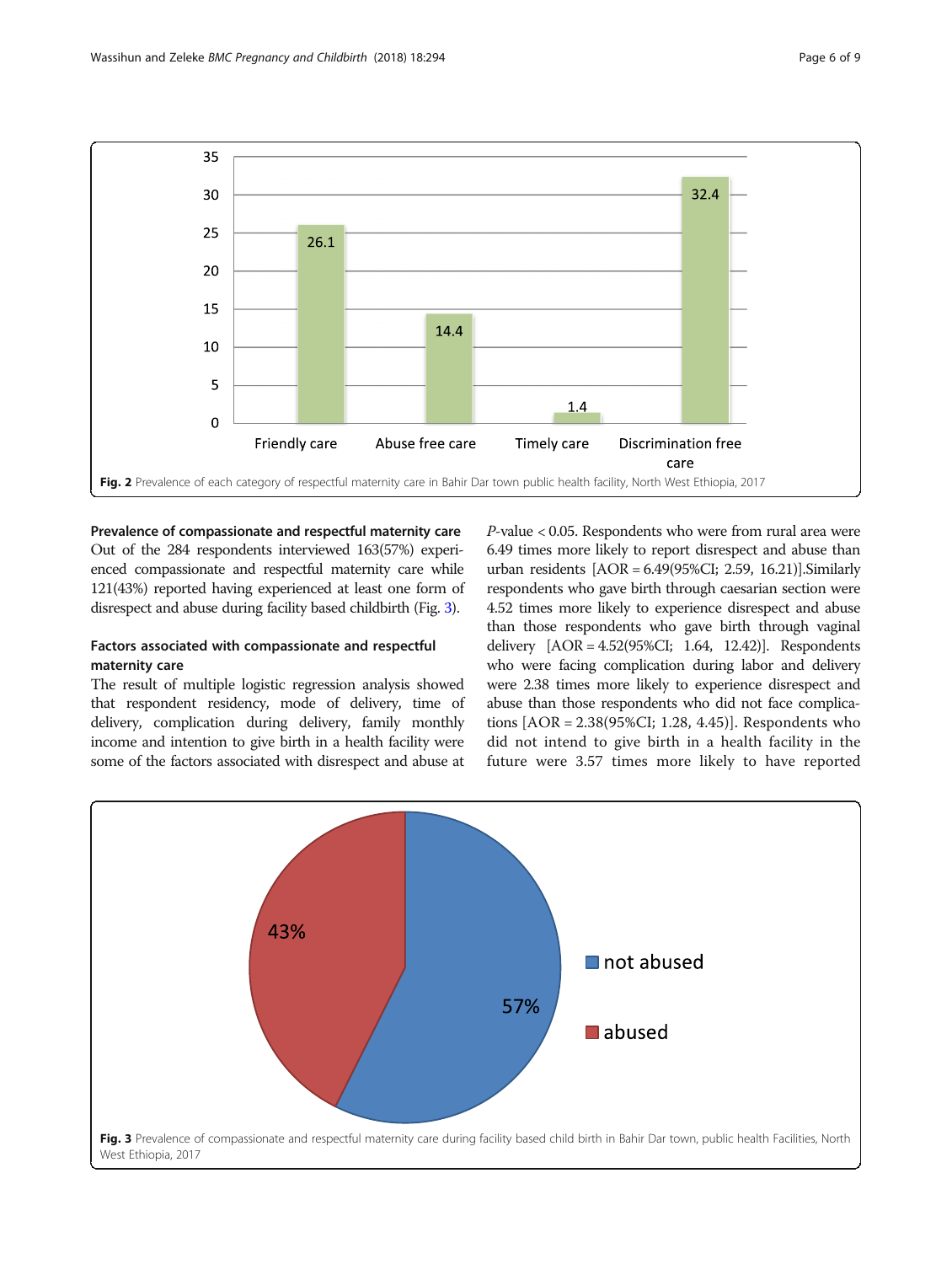Fig. 2 Prevalence of each category of respectful maternity care in Bahir Dar town public health facility, North West Ethiopia, 2017

### Prevalence of compassionate and respectful maternity care

Out of the 284 respondents interviewed 163(57%) experienced compassionate and respectful maternity care while 121(43%) reported having experienced at least one form of disrespect and abuse during facility based childbirth (Fig. 3).

### Factors associated with compassionate and respectful maternity care

The result of multiple logistic regression analysis showed that respondent residency, mode of delivery, time of delivery, complication during delivery, family monthly income and intention to give birth in a health facility were some of the factors associated with disrespect and abuse at *P*-value < 0.05. Respondents who were from rural area were 6.49 times more likely to report disrespect and abuse than urban residents [AOR = 6.49(95%CI; 2.59, 16.21)].Similarly respondents who gave birth through caesarian section were 4.52 times more likely to experience disrespect and abuse than those respondents who gave birth through vaginal delivery [AOR = 4.52(95%CI; 1.64, 12.42)]. Respondents who were facing complication during labor and delivery were 2.38 times more likely to experience disrespect and abuse than those respondents who did not face complications [AOR = 2.38(95%CI; 1.28, 4.45)]. Respondents who did not intend to give birth in a health facility in the future were 3.57 times more likely to have reported

Fig. 3 Prevalence of compassionate and respectful maternity care during facility based child birth in Bahir Dar town, public health Facilities, North West Ethiopia, 2017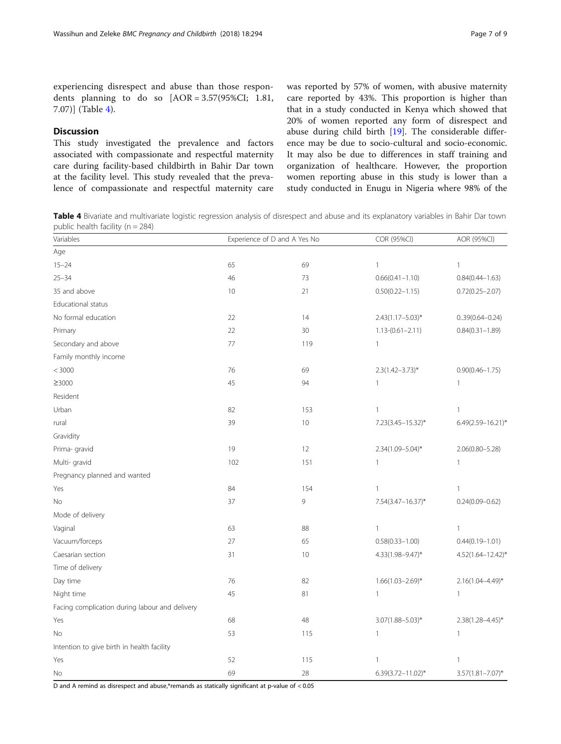experiencing disrespect and abuse than those respondents planning to do so [AOR = 3.57(95%CI; 1.81, 7.07)] (Table 4).

## Discussion

This study investigated the prevalence and factors associated with compassionate and respectful maternity care during facility-based childbirth in Bahir Dar town at the facility level. This study revealed that the prevalence of compassionate and respectful maternity care was reported by 57% of women, with abusive maternity care reported by 43%. This proportion is higher than that in a study conducted in Kenya which showed that 20% of women reported any form of disrespect and abuse during child birth [19]. The considerable difference may be due to socio-cultural and socio-economic. It may also be due to differences in staff training and organization of healthcare. However, the proportion women reporting abuse in this study is lower than a study conducted in Enugu in Nigeria where 98% of the

**Table 4** Bivariate and multivariate logistic regression analysis of disrespect and abuse and its explanatory variables in Bahir Dar town public health facility (n = 284)

| Variables | Experience of D and A Yes | No | COR (95%CI) | AOR (95%CI) |
|---|---|---|---|---|
| Age | | | | |
| 15–24 | 65 | 69 | 1 | 1 |
| 25–34 | 46 | 73 | 0.66(0.41–1.10) | 0.84(0.44–1.63) |
| 35 and above | 10 | 21 | 0.50(0.22–1.15) | 0.72(0.25–2.07) |
| Educational status | | | | |
| No formal education | 22 | 14 | 2.43(1.17–5.03)* | 0..39(0.64–0.24) |
| Primary | 22 | 30 | 1.13-(0.61–2.11) | 0.84(0.31–1.89) |
| Secondary and above | 77 | 119 | 1 | |
| Family monthly income | | | | |
| < 3000 | 76 | 69 | 2.3(1.42–3.73)* | 0.90(0.46–1.75) |
| ≥3000 | 45 | 94 | 1 | 1 |
| Resident | | | | |
| Urban | 82 | 153 | 1 | 1 |
| rural | 39 | 10 | 7.23(3.45–15.32)* | 6.49(2.59–16.21)* |
| Gravidity | | | | |
| Prima- gravid | 19 | 12 | 2.34(1.09–5.04)* | 2.06(0.80–5.28) |
| Multi- gravid | 102 | 151 | 1 | 1 |
| Pregnancy planned and wanted | | | | |
| Yes | 84 | 154 | 1 | 1 |
| No | 37 | 9 | 7.54(3.47–16.37)* | 0.24(0.09–0.62) |
| Mode of delivery | | | | |
| Vaginal | 63 | 88 | 1 | 1 |
| Vacuum/forceps | 27 | 65 | 0.58(0.33–1.00) | 0.44(0.19–1.01) |
| Caesarian section | 31 | 10 | 4.33(1.98–9.47)* | 4.52(1.64–12.42)* |
| Time of delivery | | | | |
| Day time | 76 | 82 | 1.66(1.03–2.69)* | 2.16(1.04–4.49)* |
| Night time | 45 | 81 | 1 | 1 |
| Facing complication during labour and delivery | | | | |
| Yes | 68 | 48 | 3.07(1.88–5.03)* | 2.38(1.28–4.45)* |
| No | 53 | 115 | 1 | 1 |
| Intention to give birth in health facility | | | | |
| Yes | 52 | 115 | 1 | 1 |
| No | 69 | 28 | 6.39(3.72–11.02)* | 3.57(1.81–7.07)* |

D and A remind as disrespect and abuse,*remands as statically significant at p-value of < 0.05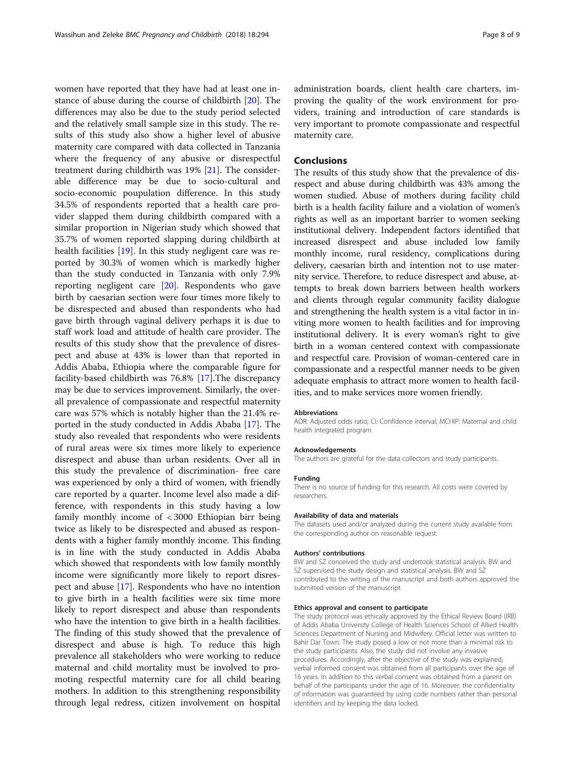women have reported that they have had at least one instance of abuse during the course of childbirth [20]. The differences may also be due to the study period selected and the relatively small sample size in this study. The results of this study also show a higher level of abusive maternity care compared with data collected in Tanzania where the frequency of any abusive or disrespectful treatment during childbirth was 19% [21]. The considerable difference may be due to socio-cultural and socio-economic poupulation difference. In this study 34.5% of respondents reported that a health care provider slapped them during childbirth compared with a similar proportion in Nigerian study which showed that 35.7% of women reported slapping during childbirth at health facilities [19]. In this study negligent care was reported by 30.3% of women which is markedly higher than the study conducted in Tanzania with only 7.9% reporting negligent care [20]. Respondents who gave birth by caesarian section were four times more likely to be disrespected and abused than respondents who had gave birth through vaginal delivery perhaps it is due to staff work load and attitude of health care provider. The results of this study show that the prevalence of disrespect and abuse at 43% is lower than that reported in Addis Ababa, Ethiopia where the comparable figure for facility-based childbirth was 76.8% [17].The discrepancy may be due to services improvement. Similarly, the overall prevalence of compassionate and respectful maternity care was 57% which is notably higher than the 21.4% reported in the study conducted in Addis Ababa [17]. The study also revealed that respondents who were residents of rural areas were six times more likely to experience disrespect and abuse than urban residents. Over all in this study the prevalence of discrimination- free care was experienced by only a third of women, with friendly care reported by a quarter. Income level also made a difference, with respondents in this study having a low family monthly income of < 3000 Ethiopian birr being twice as likely to be disrespected and abused as respondents with a higher family monthly income. This finding is in line with the study conducted in Addis Ababa which showed that respondents with low family monthly income were significantly more likely to report disrespect and abuse [17]. Respondents who have no intention to give birth in a health facilities were six time more likely to report disrespect and abuse than respondents who have the intention to give birth in a health facilities. The finding of this study showed that the prevalence of disrespect and abuse is high. To reduce this high prevalence all stakeholders who were working to reduce maternal and child mortality must be involved to promoting respectful maternity care for all child bearing mothers. In addition to this strengthening responsibility through legal redress, citizen involvement on hospital administration boards, client health care charters, improving the quality of the work environment for providers, training and introduction of care standards is very important to promote compassionate and respectful maternity care.

## Conclusions

The results of this study show that the prevalence of disrespect and abuse during childbirth was 43% among the women studied. Abuse of mothers during facility child birth is a health facility failure and a violation of women's rights as well as an important barrier to women seeking institutional delivery. Independent factors identified that increased disrespect and abuse included low family monthly income, rural residency, complications during delivery, caesarian birth and intention not to use maternity service. Therefore, to reduce disrespect and abuse, attempts to break down barriers between health workers and clients through regular community facility dialogue and strengthening the health system is a vital factor in inviting more women to health facilities and for improving institutional delivery. It is every woman's right to give birth in a woman centered context with compassionate and respectful care. Provision of woman-centered care in compassionate and a respectful manner needs to be given adequate emphasis to attract more women to health facilities, and to make services more women friendly.

#### Abbreviations

AOR: Adjusted odds ratio; CI: Confidence interval; MCHIP: Maternal and child health integrated program

#### Acknowledgements

The authors are grateful for the data collectors and study participants.

#### Funding

There is no source of funding for this research. All costs were covered by researchers.

#### Availability of data and materials

The datasets used and/or analyzed during the current study available from the corresponding author on reasonable request.

#### Authors' contributions

BW and SZ conceived the study and undertook statistical analysis. BW and SZ supervised the study design and statistical analysis. BW and SZ contributed to the writing of the manuscript and both authors approved the submitted version of the manuscript.

#### Ethics approval and consent to participate

The study protocol was ethically approved by the Ethical Review Board (IRB) of Addis Ababa University College of Health Sciences School of Allied Health Sciences Department of Nursing and Midwifery. Official letter was written to Bahir Dar Town. The study posed a low or not more than a minimal risk to the study participants. Also, the study did not involve any invasive procedures. Accordingly, after the objective of the study was explained, verbal informed consent was obtained from all participants over the age of 16 years. In addition to this verbal consent was obtained from a parent on behalf of the participants under the age of 16. Moreover, the confidentiality of information was guaranteed by using code numbers rather than personal identifiers and by keeping the data locked.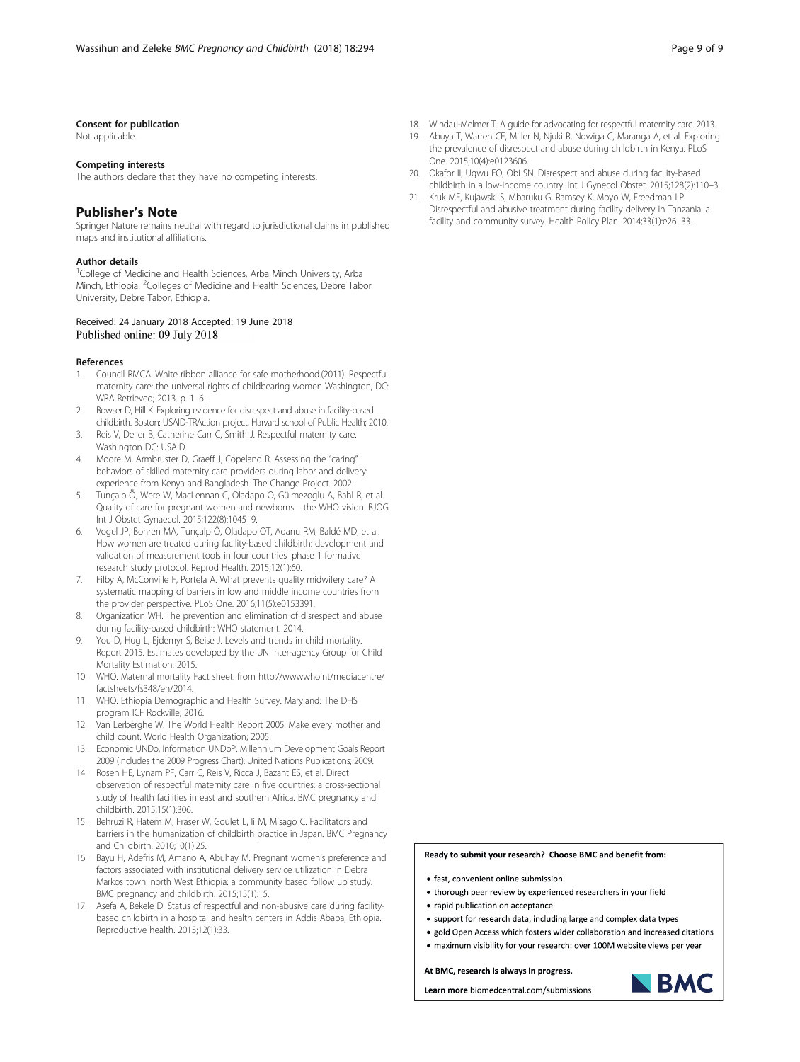#### Consent for publication
Not applicable.

#### Competing interests
The authors declare that they have no competing interests.

### Publisher's Note
Springer Nature remains neutral with regard to jurisdictional claims in published maps and institutional affiliations.

#### Author details
[1]College of Medicine and Health Sciences, Arba Minch University, Arba Minch, Ethiopia. [2]Colleges of Medicine and Health Sciences, Debre Tabor University, Debre Tabor, Ethiopia.

Received: 24 January 2018 Accepted: 19 June 2018
Published online: 09 July 2018

#### References
1. Council RMCA. White ribbon alliance for safe motherhood.(2011). Respectful maternity care: the universal rights of childbearing women Washington, DC: WRA Retrieved; 2013. p. 1–6.
2. Bowser D, Hill K. Exploring evidence for disrespect and abuse in facility-based childbirth. Boston: USAID-TRAction project, Harvard school of Public Health; 2010.
3. Reis V, Deller B, Catherine Carr C, Smith J. Respectful maternity care. Washington DC: USAID.
4. Moore M, Armbruster D, Graeff J, Copeland R. Assessing the "caring" behaviors of skilled maternity care providers during labor and delivery: experience from Kenya and Bangladesh. The Change Project. 2002.
5. Tunçalp Ö, Were W, MacLennan C, Oladapo O, Gülmezoglu A, Bahl R, et al. Quality of care for pregnant women and newborns—the WHO vision. BJOG Int J Obstet Gynaecol. 2015;122(8):1045–9.
6. Vogel JP, Bohren MA, Tunçalp Ö, Oladapo OT, Adanu RM, Baldé MD, et al. How women are treated during facility-based childbirth: development and validation of measurement tools in four countries–phase 1 formative research study protocol. Reprod Health. 2015;12(1):60.
7. Filby A, McConville F, Portela A. What prevents quality midwifery care? A systematic mapping of barriers in low and middle income countries from the provider perspective. PLoS One. 2016;11(5):e0153391.
8. Organization WH. The prevention and elimination of disrespect and abuse during facility-based childbirth: WHO statement. 2014.
9. You D, Hug L, Ejdemyr S, Beise J. Levels and trends in child mortality. Report 2015. Estimates developed by the UN inter-agency Group for Child Mortality Estimation. 2015.
10. WHO. Maternal mortality Fact sheet. from http://wwwwhoint/mediacentre/factsheets/fs348/en/2014.
11. WHO. Ethiopia Demographic and Health Survey. Maryland: The DHS program ICF Rockville; 2016.
12. Van Lerberghe W. The World Health Report 2005: Make every mother and child count. World Health Organization; 2005.
13. Economic UNDo, Information UNDoP. Millennium Development Goals Report 2009 (Includes the 2009 Progress Chart): United Nations Publications; 2009.
14. Rosen HE, Lynam PF, Carr C, Reis V, Ricca J, Bazant ES, et al. Direct observation of respectful maternity care in five countries: a cross-sectional study of health facilities in east and southern Africa. BMC pregnancy and childbirth. 2015;15(1):306.
15. Behruzi R, Hatem M, Fraser W, Goulet L, Ii M, Misago C. Facilitators and barriers in the humanization of childbirth practice in Japan. BMC Pregnancy and Childbirth. 2010;10(1):25.
16. Bayu H, Adefris M, Amano A, Abuhay M. Pregnant women's preference and factors associated with institutional delivery service utilization in Debra Markos town, north West Ethiopia: a community based follow up study. BMC pregnancy and childbirth. 2015;15(1):15.
17. Asefa A, Bekele D. Status of respectful and non-abusive care during facility-based childbirth in a hospital and health centers in Addis Ababa, Ethiopia. Reproductive health. 2015;12(1):33.
18. Windau-Melmer T. A guide for advocating for respectful maternity care. 2013.
19. Abuya T, Warren CE, Miller N, Njuki R, Ndwiga C, Maranga A, et al. Exploring the prevalence of disrespect and abuse during childbirth in Kenya. PLoS One. 2015;10(4):e0123606.
20. Okafor II, Ugwu EO, Obi SN. Disrespect and abuse during facility-based childbirth in a low-income country. Int J Gynecol Obstet. 2015;128(2):110–3.
21. Kruk ME, Kujawski S, Mbaruku G, Ramsey K, Moyo W, Freedman LP. Disrespectful and abusive treatment during facility delivery in Tanzania: a facility and community survey. Health Policy Plan. 2014;33(1):e26–33.

**Ready to submit your research? Choose BMC and benefit from:**

- fast, convenient online submission
- thorough peer review by experienced researchers in your field
- rapid publication on acceptance
- support for research data, including large and complex data types
- gold Open Access which fosters wider collaboration and increased citations
- maximum visibility for your research: over 100M website views per year

**At BMC, research is always in progress.**

**Learn more** biomedcentral.com/submissions